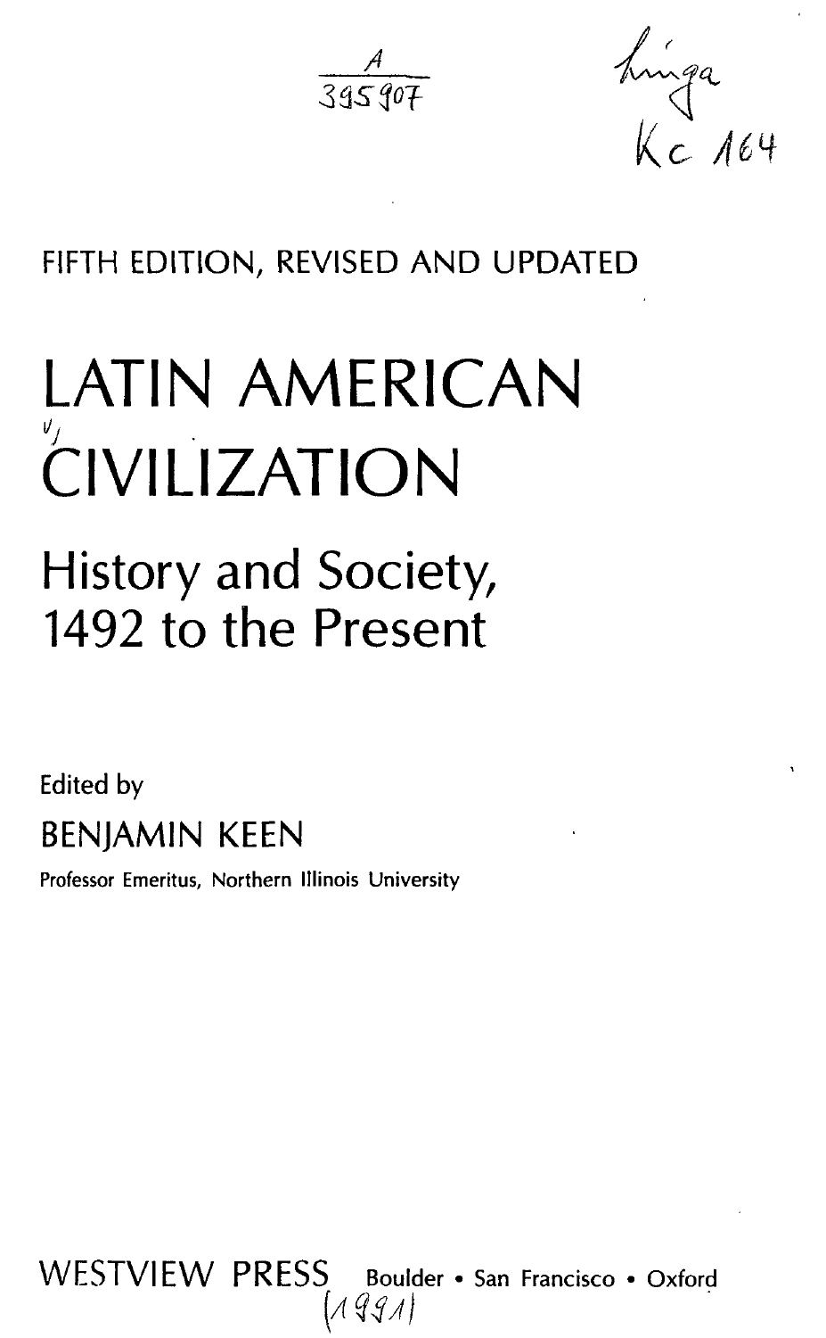A
395907

Kniga
Kc 164

FIFTH EDITION, REVISED AND UPDATED

# LATIN AMERICAN CIVILIZATION

## History and Society, 1492 to the Present

Edited by

BENJAMIN KEEN

Professor Emeritus, Northern Illinois University

WESTVIEW PRESS Boulder • San Francisco • Oxford

(1991)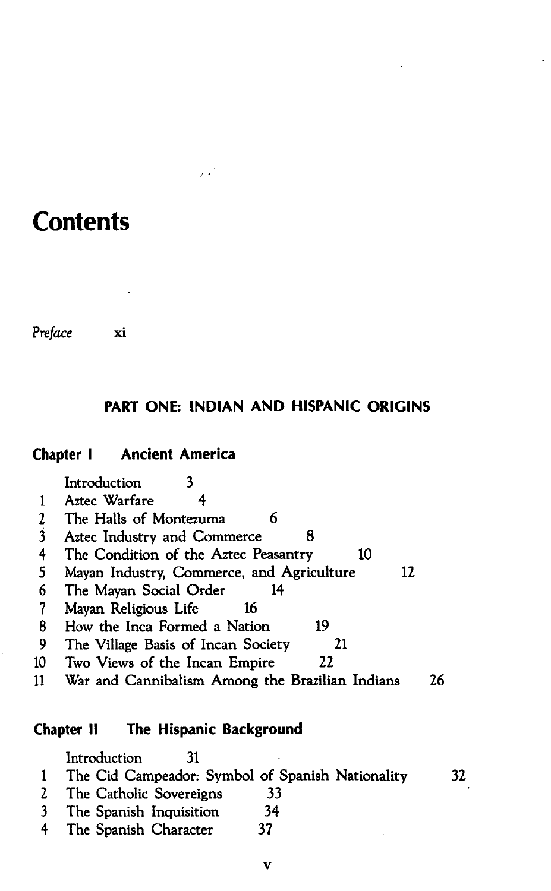# Contents

*Preface* xi

## PART ONE: INDIAN AND HISPANIC ORIGINS

### Chapter I Ancient America

Introduction 3

1. Aztec Warfare 4
2. The Halls of Montezuma 6
3. Aztec Industry and Commerce 8
4. The Condition of the Aztec Peasantry 10
5. Mayan Industry, Commerce, and Agriculture 12
6. The Mayan Social Order 14
7. Mayan Religious Life 16
8. How the Inca Formed a Nation 19
9. The Village Basis of Incan Society 21
10. Two Views of the Incan Empire 22
11. War and Cannibalism Among the Brazilian Indians 26

### Chapter II The Hispanic Background

Introduction 31

1. The Cid Campeador: Symbol of Spanish Nationality 32
2. The Catholic Sovereigns 33
3. The Spanish Inquisition 34
4. The Spanish Character 37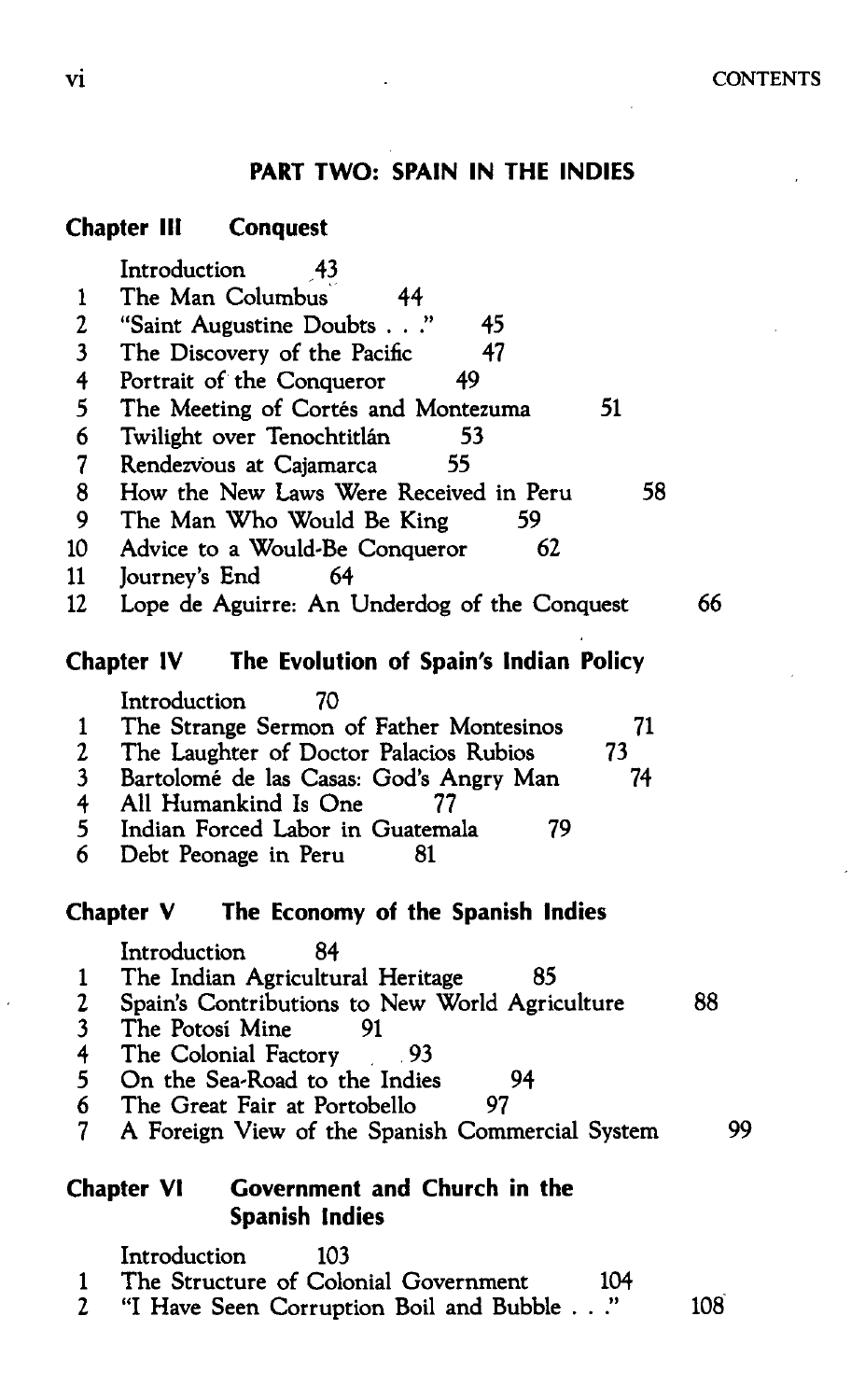## PART TWO: SPAIN IN THE INDIES

### Chapter III Conquest

Introduction 43

1. The Man Columbus 44
2. "Saint Augustine Doubts . . ." 45
3. The Discovery of the Pacific 47
4. Portrait of the Conqueror 49
5. The Meeting of Cortés and Montezuma 51
6. Twilight over Tenochtitlán 53
7. Rendezvous at Cajamarca 55
8. How the New Laws Were Received in Peru 58
9. The Man Who Would Be King 59
10. Advice to a Would-Be Conqueror 62
11. Journey's End 64
12. Lope de Aguirre: An Underdog of the Conquest 66

### Chapter IV The Evolution of Spain's Indian Policy

Introduction 70

1. The Strange Sermon of Father Montesinos 71
2. The Laughter of Doctor Palacios Rubios 73
3. Bartolomé de las Casas: God's Angry Man 74
4. All Humankind Is One 77
5. Indian Forced Labor in Guatemala 79
6. Debt Peonage in Peru 81

### Chapter V The Economy of the Spanish Indies

Introduction 84

1. The Indian Agricultural Heritage 85
2. Spain's Contributions to New World Agriculture 88
3. The Potosí Mine 91
4. The Colonial Factory 93
5. On the Sea-Road to the Indies 94
6. The Great Fair at Portobello 97
7. A Foreign View of the Spanish Commercial System 99

### Chapter VI Government and Church in the Spanish Indies

Introduction 103

1. The Structure of Colonial Government 104
2. "I Have Seen Corruption Boil and Bubble . . ." 108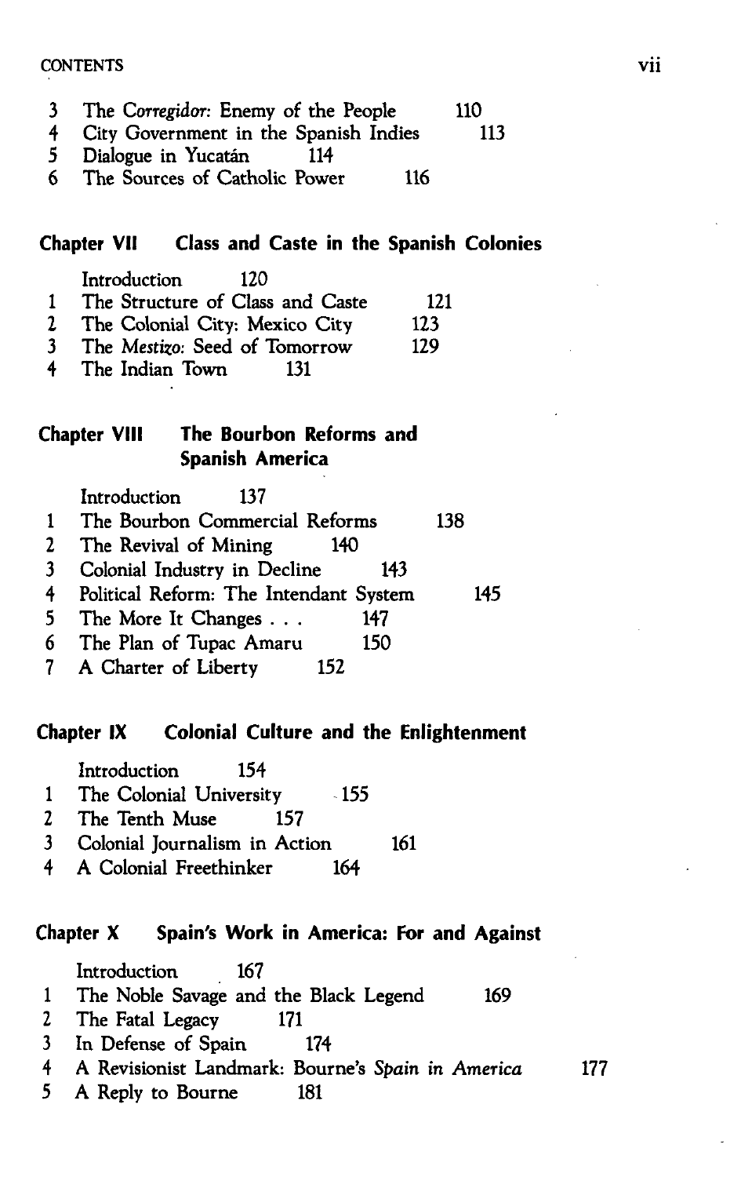3 The *Corregidor*: Enemy of the People 110
4 City Government in the Spanish Indies 113
5 Dialogue in Yucatán 114
6 The Sources of Catholic Power 116

## Chapter VII Class and Caste in the Spanish Colonies

Introduction 120
1 The Structure of Class and Caste 121
2 The Colonial City: Mexico City 123
3 The *Mestizo*: Seed of Tomorrow 129
4 The Indian Town 131

## Chapter VIII The Bourbon Reforms and Spanish America

Introduction 137
1 The Bourbon Commercial Reforms 138
2 The Revival of Mining 140
3 Colonial Industry in Decline 143
4 Political Reform: The Intendant System 145
5 The More It Changes . . . 147
6 The Plan of Tupac Amaru 150
7 A Charter of Liberty 152

## Chapter IX Colonial Culture and the Enlightenment

Introduction 154
1 The Colonial University 155
2 The Tenth Muse 157
3 Colonial Journalism in Action 161
4 A Colonial Freethinker 164

## Chapter X Spain's Work in America: For and Against

Introduction 167
1 The Noble Savage and the Black Legend 169
2 The Fatal Legacy 171
3 In Defense of Spain 174
4 A Revisionist Landmark: Bourne's *Spain in America* 177
5 A Reply to Bourne 181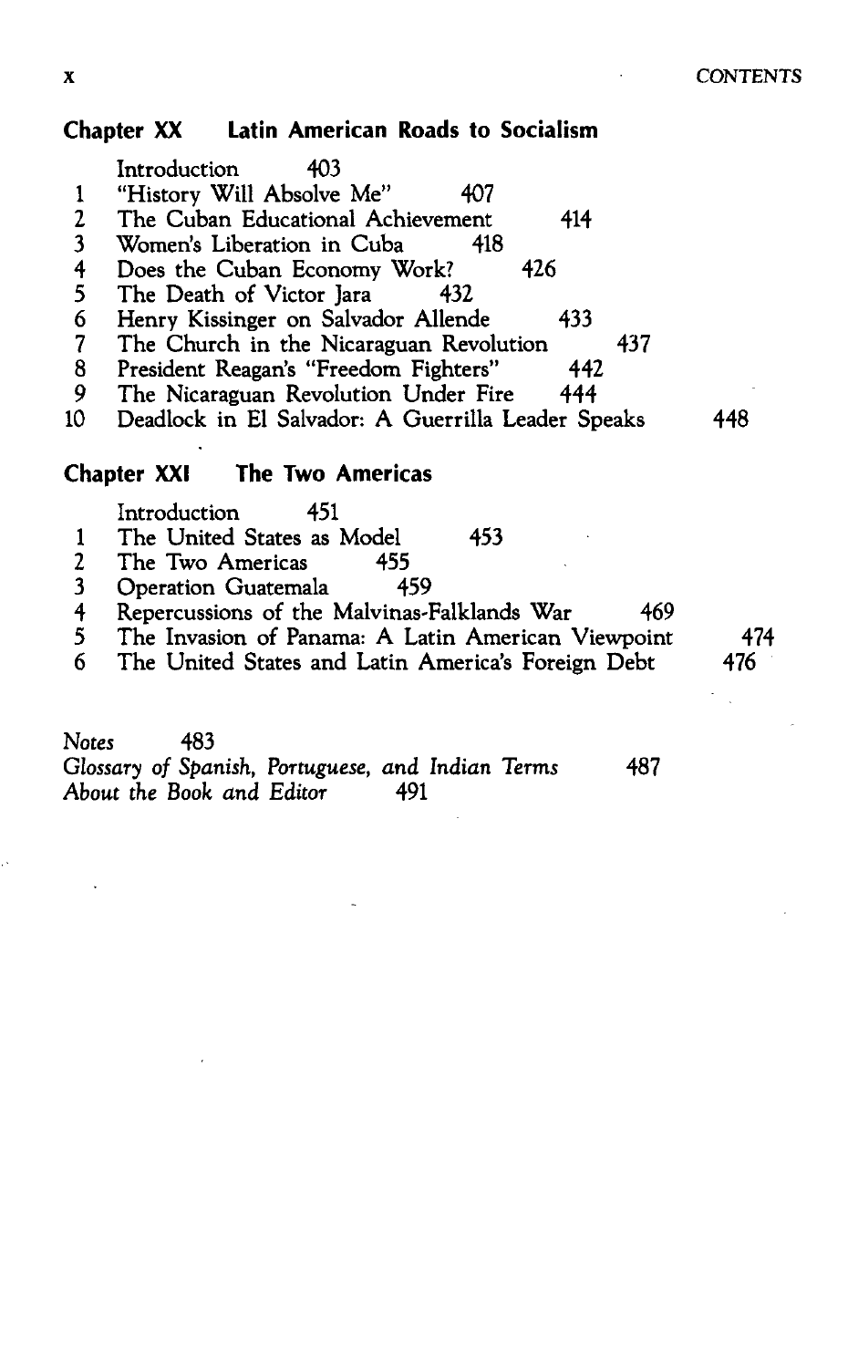## Chapter XX Latin American Roads to Socialism

Introduction 403

1. "History Will Absolve Me" 407
2. The Cuban Educational Achievement 414
3. Women's Liberation in Cuba 418
4. Does the Cuban Economy Work? 426
5. The Death of Victor Jara 432
6. Henry Kissinger on Salvador Allende 433
7. The Church in the Nicaraguan Revolution 437
8. President Reagan's "Freedom Fighters" 442
9. The Nicaraguan Revolution Under Fire 444
10. Deadlock in El Salvador: A Guerrilla Leader Speaks 448

## Chapter XXI The Two Americas

Introduction 451

1. The United States as Model 453
2. The Two Americas 455
3. Operation Guatemala 459
4. Repercussions of the Malvinas-Falklands War 469
5. The Invasion of Panama: A Latin American Viewpoint 474
6. The United States and Latin America's Foreign Debt 476

*Notes* 483
*Glossary of Spanish, Portuguese, and Indian Terms* 487
*About the Book and Editor* 491